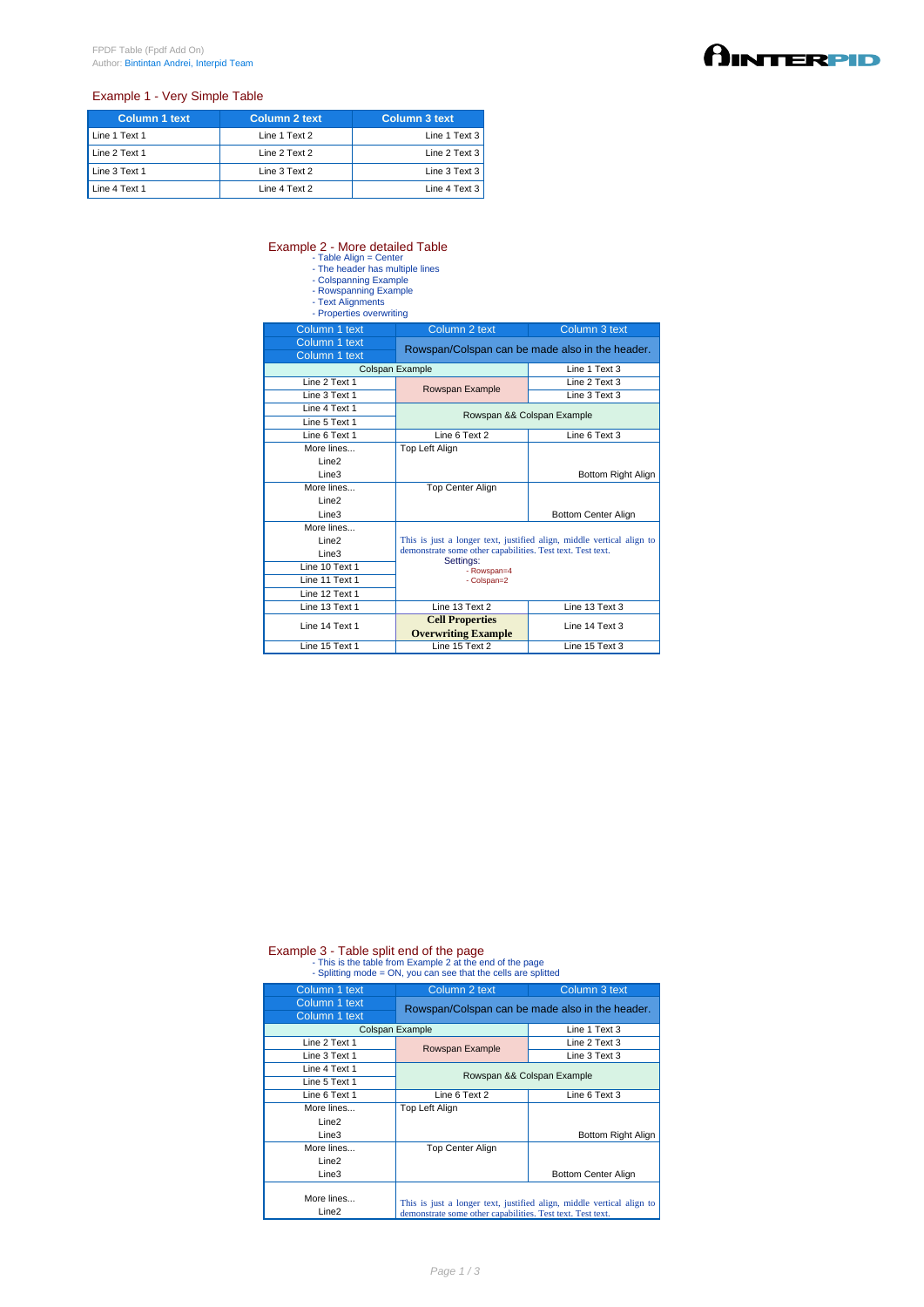FPDF Table (Fpdf Add On)
Author: Bintintan Andrei, Interpid Team

## Example 1 - Very Simple Table

| Column 1 text | Column 2 text | Column 3 text |
|---|---|---|
| Line 1 Text 1 | Line 1 Text 2 | Line 1 Text 3 |
| Line 2 Text 1 | Line 2 Text 2 | Line 2 Text 3 |
| Line 3 Text 1 | Line 3 Text 2 | Line 3 Text 3 |
| Line 4 Text 1 | Line 4 Text 2 | Line 4 Text 3 |

## Example 2 - More detailed Table

- Table Align = Center
- The header has multiple lines
- Colspanning Example
- Rowspanning Example
- Text Alignments
- Properties overwriting

| Column 1 text | Column 2 text | Column 3 text |
|---|---|---|
| Column 1 text<br>Column 1 text | Rowspan/Colspan can be made also in the header. | |
| Colspan Example | | Line 1 Text 3 |
| Line 2 Text 1 | Rowspan Example | Line 2 Text 3 |
| Line 3 Text 1 | | Line 3 Text 3 |
| Line 4 Text 1 | Rowspan && Colspan Example | |
| Line 5 Text 1 | | |
| Line 6 Text 1 | Line 6 Text 2 | Line 6 Text 3 |
| More lines...<br>Line2<br>Line3 | Top Left Align | Bottom Right Align |
| More lines...<br>Line2<br>Line3 | Top Center Align | Bottom Center Align |
| More lines...<br>Line2<br>Line3 | This is just a longer text, justified align, middle vertical align to demonstrate some other capabilities. Test text. Test text.<br>Settings:<br>- Rowspan=4<br>- Colspan=2 | |
| Line 10 Text 1 | | |
| Line 11 Text 1 | | |
| Line 12 Text 1 | | |
| Line 13 Text 1 | Line 13 Text 2 | Line 13 Text 3 |
| Line 14 Text 1 | **Cell Properties Overwriting Example** | Line 14 Text 3 |
| Line 15 Text 1 | Line 15 Text 2 | Line 15 Text 3 |

## Example 3 - Table split end of the page

- This is the table from Example 2 at the end of the page
- Splitting mode = ON, you can see that the cells are splitted

| Column 1 text | Column 2 text | Column 3 text |
|---|---|---|
| Column 1 text<br>Column 1 text | Rowspan/Colspan can be made also in the header. | |
| Colspan Example | | Line 1 Text 3 |
| Line 2 Text 1 | Rowspan Example | Line 2 Text 3 |
| Line 3 Text 1 | | Line 3 Text 3 |
| Line 4 Text 1 | Rowspan && Colspan Example | |
| Line 5 Text 1 | | |
| Line 6 Text 1 | Line 6 Text 2 | Line 6 Text 3 |
| More lines...<br>Line2<br>Line3 | Top Left Align | Bottom Right Align |
| More lines...<br>Line2<br>Line3 | Top Center Align | Bottom Center Align |
| More lines...<br>Line2 | This is just a longer text, justified align, middle vertical align to demonstrate some other capabilities. Test text. Test text. | |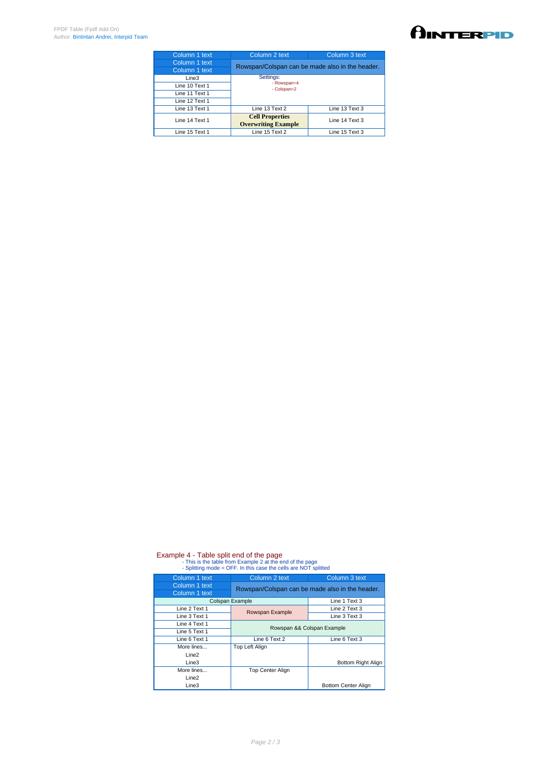| Column 1 text | Column 2 text | Column 3 text |
|---|---|---|
| Column 1 text<br>Column 1 text | Rowspan/Colspan can be made also in the header. | |
| Line3 | Settings:<br>- Rowspan=4<br>- Colspan=2 | |
| Line 10 Text 1 | | |
| Line 11 Text 1 | | |
| Line 12 Text 1 | | |
| Line 13 Text 1 | Line 13 Text 2 | Line 13 Text 3 |
| Line 14 Text 1 | **Cell Properties Overwriting Example** | Line 14 Text 3 |
| Line 15 Text 1 | Line 15 Text 2 | Line 15 Text 3 |

## Example 4 - Table split end of the page

- This is the table from Example 2 at the end of the page
- Splitting mode = OFF. In this case the cells are NOT splitted

| Column 1 text | Column 2 text | Column 3 text |
|---|---|---|
| Column 1 text<br>Column 1 text | Rowspan/Colspan can be made also in the header. | |
| Colspan Example | | Line 1 Text 3 |
| Line 2 Text 1 | Rowspan Example | Line 2 Text 3 |
| Line 3 Text 1 | | Line 3 Text 3 |
| Line 4 Text 1 | Rowspan && Colspan Example | |
| Line 5 Text 1 | | |
| Line 6 Text 1 | Line 6 Text 2 | Line 6 Text 3 |
| More lines...<br>Line2<br>Line3 | Top Left Align | Bottom Right Align |
| More lines...<br>Line2<br>Line3 | Top Center Align | Bottom Center Align |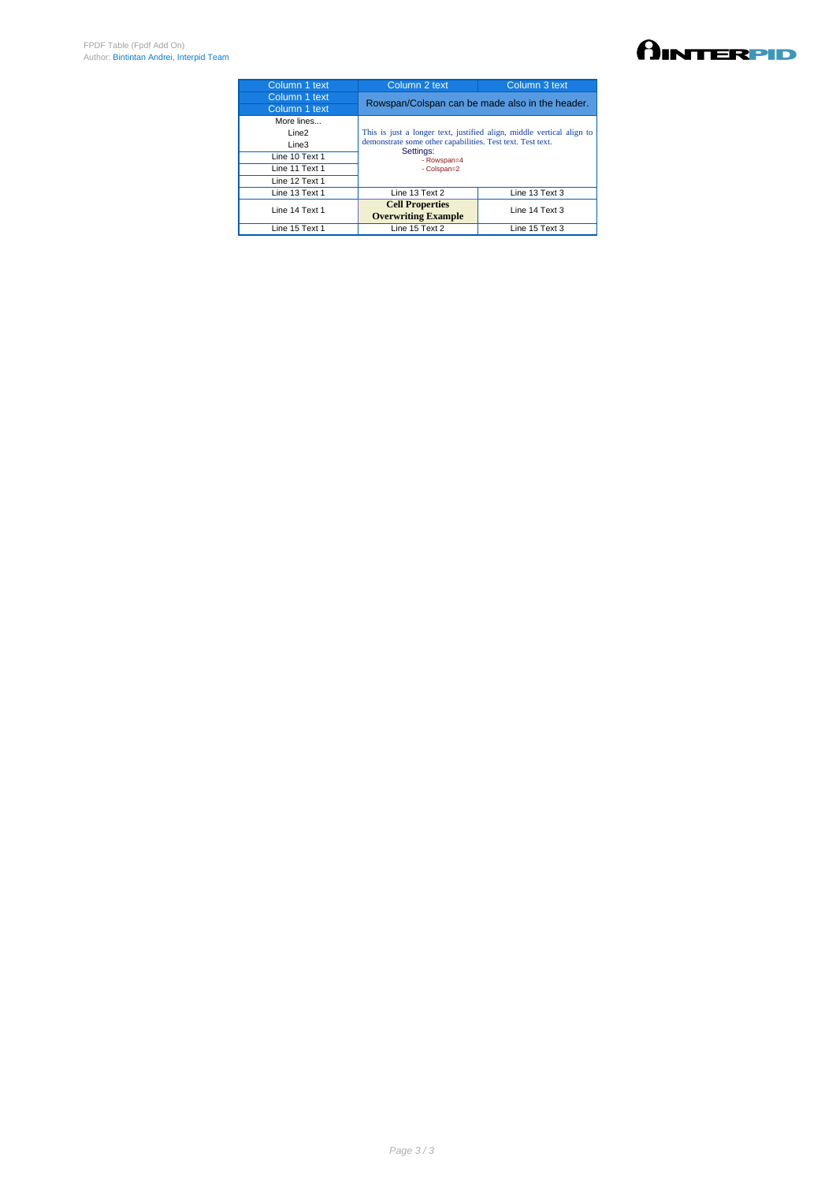| Column 1 text | Column 2 text | Column 3 text |
|---|---|---|
| Column 1 text | Rowspan/Colspan can be made also in the header. | |
| Column 1 text | | |
| More lines...<br>Line2<br>Line3 | This is just a longer text, justified align, middle vertical align to demonstrate some other capabilities. Test text. Test text.<br>Settings:<br>- Rowspan=4<br>- Colspan=2 | |
| Line 10 Text 1 | | |
| Line 11 Text 1 | | |
| Line 12 Text 1 | | |
| Line 13 Text 1 | Line 13 Text 2 | Line 13 Text 3 |
| Line 14 Text 1 | **Cell Properties Overwriting Example** | Line 14 Text 3 |
| Line 15 Text 1 | Line 15 Text 2 | Line 15 Text 3 |